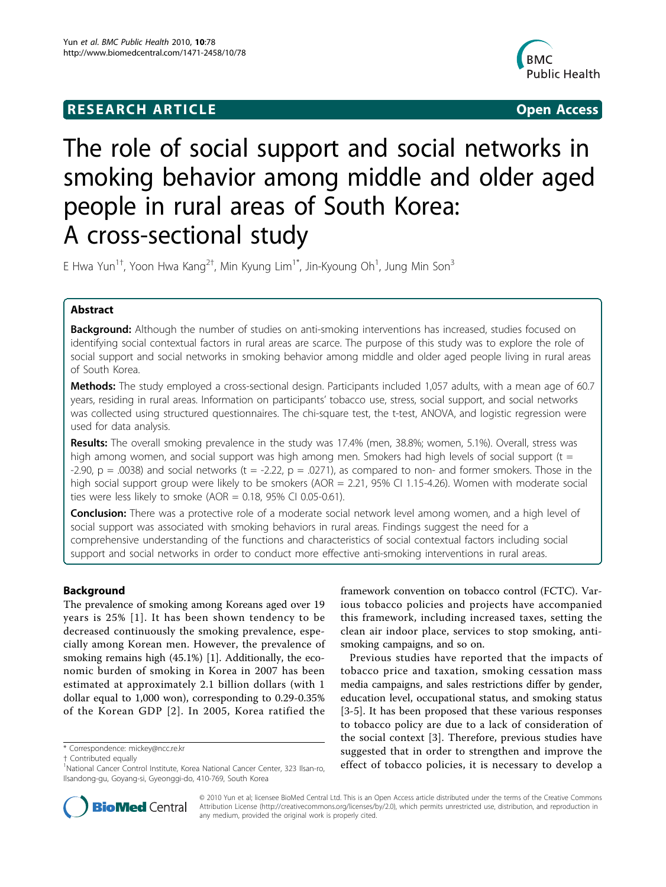**RESEARCH ARTICLE** **Open Access**

# The role of social support and social networks in smoking behavior among middle and older aged people in rural areas of South Korea: A cross-sectional study

E Hwa Yun[1†], Yoon Hwa Kang[2†], Min Kyung Lim[1*], Jin-Kyoung Oh[1], Jung Min Son[3]

## Abstract

**Background:** Although the number of studies on anti-smoking interventions has increased, studies focused on identifying social contextual factors in rural areas are scarce. The purpose of this study was to explore the role of social support and social networks in smoking behavior among middle and older aged people living in rural areas of South Korea.

**Methods:** The study employed a cross-sectional design. Participants included 1,057 adults, with a mean age of 60.7 years, residing in rural areas. Information on participants' tobacco use, stress, social support, and social networks was collected using structured questionnaires. The chi-square test, the t-test, ANOVA, and logistic regression were used for data analysis.

**Results:** The overall smoking prevalence in the study was 17.4% (men, 38.8%; women, 5.1%). Overall, stress was high among women, and social support was high among men. Smokers had high levels of social support ($t = -2.90$, $p = .0038$) and social networks ($t = -2.22$, $p = .0271$), as compared to non- and former smokers. Those in the high social support group were likely to be smokers (AOR = 2.21, 95% CI 1.15-4.26). Women with moderate social ties were less likely to smoke (AOR = 0.18, 95% CI 0.05-0.61).

**Conclusion:** There was a protective role of a moderate social network level among women, and a high level of social support was associated with smoking behaviors in rural areas. Findings suggest the need for a comprehensive understanding of the functions and characteristics of social contextual factors including social support and social networks in order to conduct more effective anti-smoking interventions in rural areas.

## Background

The prevalence of smoking among Koreans aged over 19 years is 25% [1]. It has been shown tendency to be decreased continuously the smoking prevalence, especially among Korean men. However, the prevalence of smoking remains high (45.1%) [1]. Additionally, the economic burden of smoking in Korea in 2007 has been estimated at approximately 2.1 billion dollars (with 1 dollar equal to 1,000 won), corresponding to 0.29-0.35% of the Korean GDP [2]. In 2005, Korea ratified the framework convention on tobacco control (FCTC). Various tobacco policies and projects have accompanied this framework, including increased taxes, setting the clean air indoor place, services to stop smoking, anti-smoking campaigns, and so on.

Previous studies have reported that the impacts of tobacco price and taxation, smoking cessation mass media campaigns, and sales restrictions differ by gender, education level, occupational status, and smoking status [3-5]. It has been proposed that these various responses to tobacco policy are due to a lack of consideration of the social context [3]. Therefore, previous studies have suggested that in order to strengthen and improve the effect of tobacco policies, it is necessary to develop a

\* Correspondence: mickey@ncc.re.kr
† Contributed equally
[1]National Cancer Control Institute, Korea National Cancer Center, 323 Ilsan-ro, Ilsandong-gu, Goyang-si, Gyeonggi-do, 410-769, South Korea

© 2010 Yun et al; licensee BioMed Central Ltd. This is an Open Access article distributed under the terms of the Creative Commons Attribution License (http://creativecommons.org/licenses/by/2.0), which permits unrestricted use, distribution, and reproduction in any medium, provided the original work is properly cited.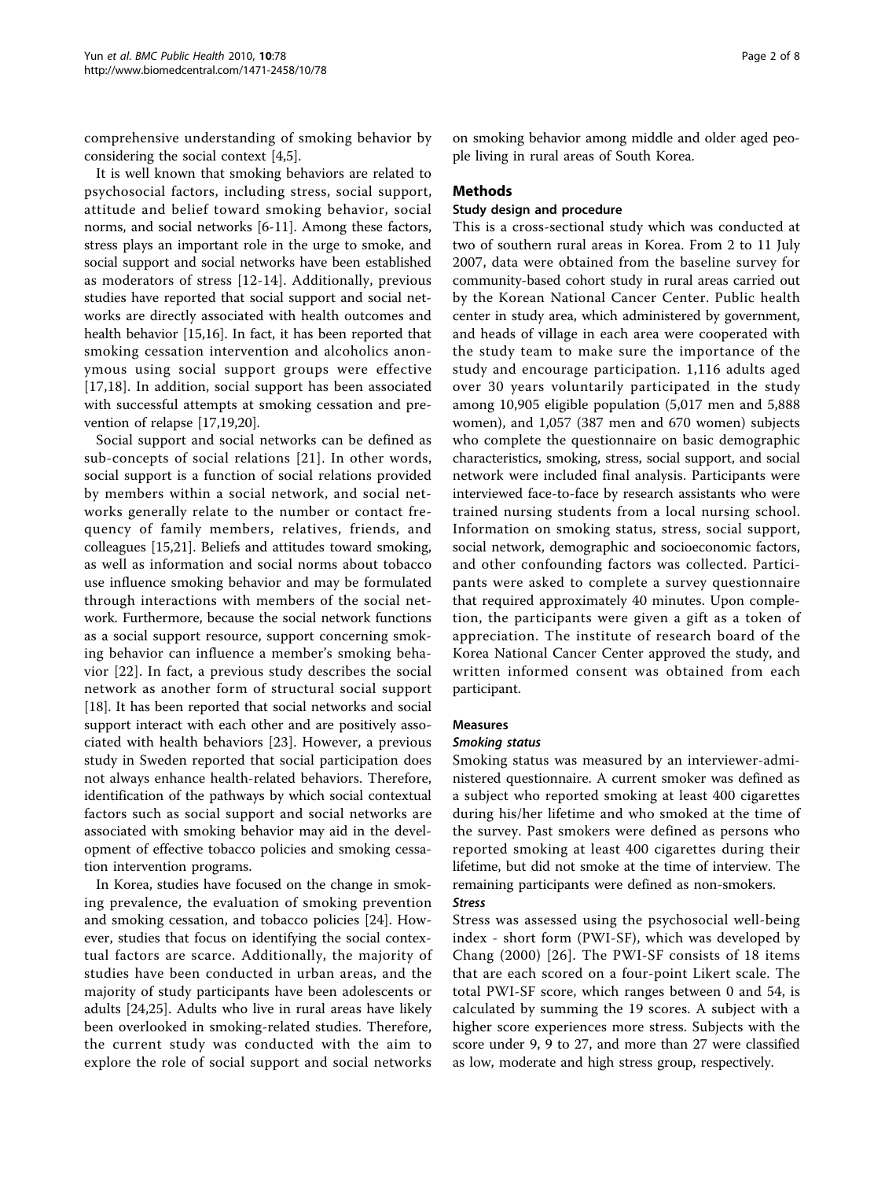comprehensive understanding of smoking behavior by considering the social context [4,5].

It is well known that smoking behaviors are related to psychosocial factors, including stress, social support, attitude and belief toward smoking behavior, social norms, and social networks [6-11]. Among these factors, stress plays an important role in the urge to smoke, and social support and social networks have been established as moderators of stress [12-14]. Additionally, previous studies have reported that social support and social networks are directly associated with health outcomes and health behavior [15,16]. In fact, it has been reported that smoking cessation intervention and alcoholics anonymous using social support groups were effective [17,18]. In addition, social support has been associated with successful attempts at smoking cessation and prevention of relapse [17,19,20].

Social support and social networks can be defined as sub-concepts of social relations [21]. In other words, social support is a function of social relations provided by members within a social network, and social networks generally relate to the number or contact frequency of family members, relatives, friends, and colleagues [15,21]. Beliefs and attitudes toward smoking, as well as information and social norms about tobacco use influence smoking behavior and may be formulated through interactions with members of the social network. Furthermore, because the social network functions as a social support resource, support concerning smoking behavior can influence a member's smoking behavior [22]. In fact, a previous study describes the social network as another form of structural social support [18]. It has been reported that social networks and social support interact with each other and are positively associated with health behaviors [23]. However, a previous study in Sweden reported that social participation does not always enhance health-related behaviors. Therefore, identification of the pathways by which social contextual factors such as social support and social networks are associated with smoking behavior may aid in the development of effective tobacco policies and smoking cessation intervention programs.

In Korea, studies have focused on the change in smoking prevalence, the evaluation of smoking prevention and smoking cessation, and tobacco policies [24]. However, studies that focus on identifying the social contextual factors are scarce. Additionally, the majority of studies have been conducted in urban areas, and the majority of study participants have been adolescents or adults [24,25]. Adults who live in rural areas have likely been overlooked in smoking-related studies. Therefore, the current study was conducted with the aim to explore the role of social support and social networks on smoking behavior among middle and older aged people living in rural areas of South Korea.

## Methods

### Study design and procedure

This is a cross-sectional study which was conducted at two of southern rural areas in Korea. From 2 to 11 July 2007, data were obtained from the baseline survey for community-based cohort study in rural areas carried out by the Korean National Cancer Center. Public health center in study area, which administered by government, and heads of village in each area were cooperated with the study team to make sure the importance of the study and encourage participation. 1,116 adults aged over 30 years voluntarily participated in the study among 10,905 eligible population (5,017 men and 5,888 women), and 1,057 (387 men and 670 women) subjects who complete the questionnaire on basic demographic characteristics, smoking, stress, social support, and social network were included final analysis. Participants were interviewed face-to-face by research assistants who were trained nursing students from a local nursing school. Information on smoking status, stress, social support, social network, demographic and socioeconomic factors, and other confounding factors was collected. Participants were asked to complete a survey questionnaire that required approximately 40 minutes. Upon completion, the participants were given a gift as a token of appreciation. The institute of research board of the Korea National Cancer Center approved the study, and written informed consent was obtained from each participant.

### Measures

#### *Smoking status*

Smoking status was measured by an interviewer-administered questionnaire. A current smoker was defined as a subject who reported smoking at least 400 cigarettes during his/her lifetime and who smoked at the time of the survey. Past smokers were defined as persons who reported smoking at least 400 cigarettes during their lifetime, but did not smoke at the time of interview. The remaining participants were defined as non-smokers.

#### *Stress*

Stress was assessed using the psychosocial well-being index - short form (PWI-SF), which was developed by Chang (2000) [26]. The PWI-SF consists of 18 items that are each scored on a four-point Likert scale. The total PWI-SF score, which ranges between 0 and 54, is calculated by summing the 19 scores. A subject with a higher score experiences more stress. Subjects with the score under 9, 9 to 27, and more than 27 were classified as low, moderate and high stress group, respectively.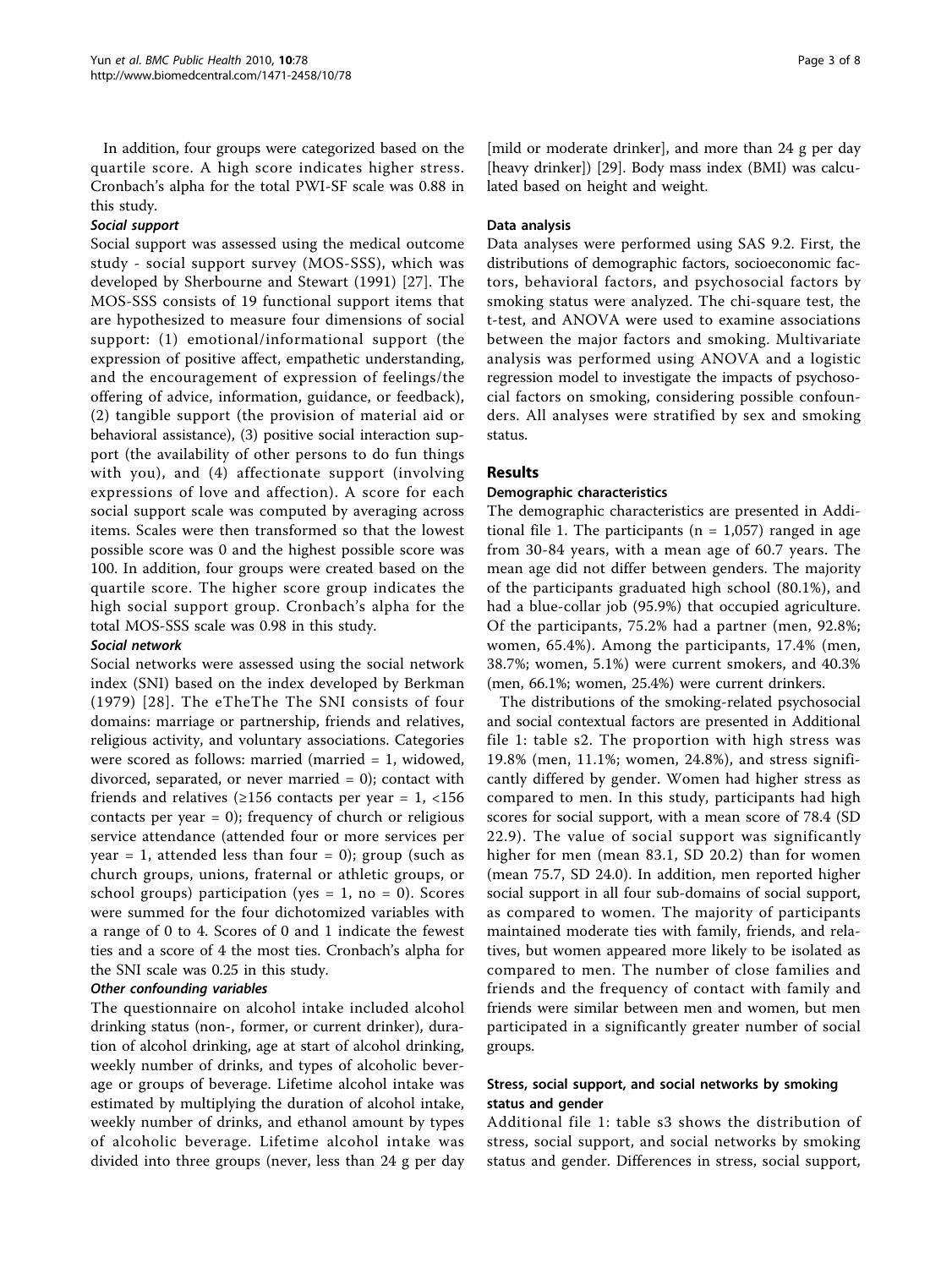In addition, four groups were categorized based on the quartile score. A high score indicates higher stress. Cronbach's alpha for the total PWI-SF scale was 0.88 in this study.

#### *Social support*

Social support was assessed using the medical outcome study - social support survey (MOS-SSS), which was developed by Sherbourne and Stewart (1991) [27]. The MOS-SSS consists of 19 functional support items that are hypothesized to measure four dimensions of social support: (1) emotional/informational support (the expression of positive affect, empathetic understanding, and the encouragement of expression of feelings/the offering of advice, information, guidance, or feedback), (2) tangible support (the provision of material aid or behavioral assistance), (3) positive social interaction support (the availability of other persons to do fun things with you), and (4) affectionate support (involving expressions of love and affection). A score for each social support scale was computed by averaging across items. Scales were then transformed so that the lowest possible score was 0 and the highest possible score was 100. In addition, four groups were created based on the quartile score. The higher score group indicates the high social support group. Cronbach's alpha for the total MOS-SSS scale was 0.98 in this study.

#### *Social network*

Social networks were assessed using the social network index (SNI) based on the index developed by Berkman (1979) [28]. The eTheThe The SNI consists of four domains: marriage or partnership, friends and relatives, religious activity, and voluntary associations. Categories were scored as follows: married (married = 1, widowed, divorced, separated, or never married = 0); contact with friends and relatives (≥156 contacts per year = 1, <156 contacts per year = 0); frequency of church or religious service attendance (attended four or more services per year = 1, attended less than four = 0); group (such as church groups, unions, fraternal or athletic groups, or school groups) participation (yes = 1, no = 0). Scores were summed for the four dichotomized variables with a range of 0 to 4. Scores of 0 and 1 indicate the fewest ties and a score of 4 the most ties. Cronbach's alpha for the SNI scale was 0.25 in this study.

#### *Other confounding variables*

The questionnaire on alcohol intake included alcohol drinking status (non-, former, or current drinker), duration of alcohol drinking, age at start of alcohol drinking, weekly number of drinks, and types of alcoholic beverage or groups of beverage. Lifetime alcohol intake was estimated by multiplying the duration of alcohol intake, weekly number of drinks, and ethanol amount by types of alcoholic beverage. Lifetime alcohol intake was divided into three groups (never, less than 24 g per day [mild or moderate drinker], and more than 24 g per day [heavy drinker]) [29]. Body mass index (BMI) was calculated based on height and weight.

### Data analysis

Data analyses were performed using SAS 9.2. First, the distributions of demographic factors, socioeconomic factors, behavioral factors, and psychosocial factors by smoking status were analyzed. The chi-square test, the t-test, and ANOVA were used to examine associations between the major factors and smoking. Multivariate analysis was performed using ANOVA and a logistic regression model to investigate the impacts of psychosocial factors on smoking, considering possible confounders. All analyses were stratified by sex and smoking status.

## Results

### Demographic characteristics

The demographic characteristics are presented in Additional file 1. The participants (n = 1,057) ranged in age from 30-84 years, with a mean age of 60.7 years. The mean age did not differ between genders. The majority of the participants graduated high school (80.1%), and had a blue-collar job (95.9%) that occupied agriculture. Of the participants, 75.2% had a partner (men, 92.8%; women, 65.4%). Among the participants, 17.4% (men, 38.7%; women, 5.1%) were current smokers, and 40.3% (men, 66.1%; women, 25.4%) were current drinkers.

The distributions of the smoking-related psychosocial and social contextual factors are presented in Additional file 1: table s2. The proportion with high stress was 19.8% (men, 11.1%; women, 24.8%), and stress significantly differed by gender. Women had higher stress as compared to men. In this study, participants had high scores for social support, with a mean score of 78.4 (SD 22.9). The value of social support was significantly higher for men (mean 83.1, SD 20.2) than for women (mean 75.7, SD 24.0). In addition, men reported higher social support in all four sub-domains of social support, as compared to women. The majority of participants maintained moderate ties with family, friends, and relatives, but women appeared more likely to be isolated as compared to men. The number of close families and friends and the frequency of contact with family and friends were similar between men and women, but men participated in a significantly greater number of social groups.

### Stress, social support, and social networks by smoking status and gender

Additional file 1: table s3 shows the distribution of stress, social support, and social networks by smoking status and gender. Differences in stress, social support,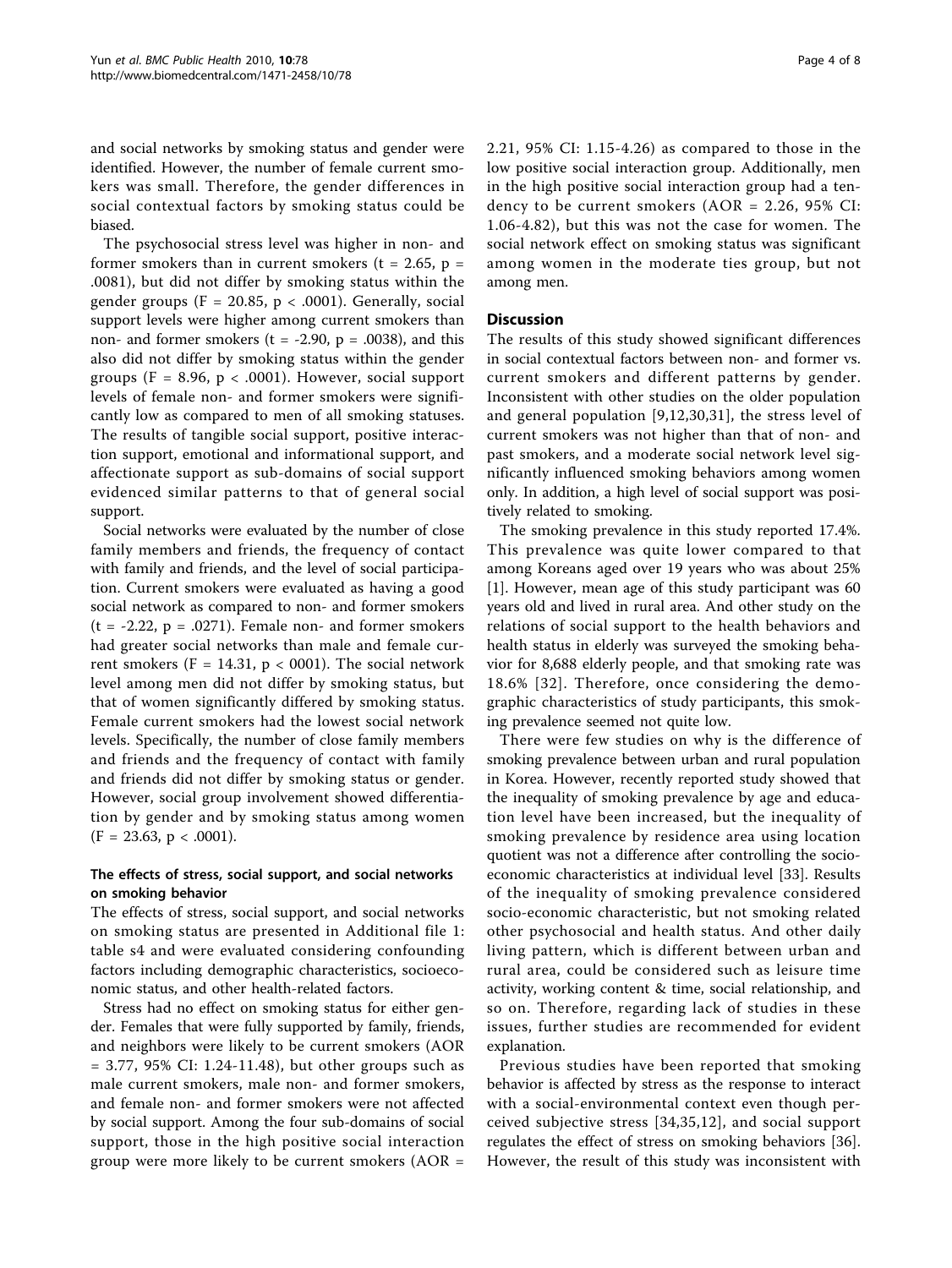and social networks by smoking status and gender were identified. However, the number of female current smokers was small. Therefore, the gender differences in social contextual factors by smoking status could be biased.

The psychosocial stress level was higher in non- and former smokers than in current smokers ($t = 2.65$, $p = .0081$), but did not differ by smoking status within the gender groups ($F = 20.85$, $p < .0001$). Generally, social support levels were higher among current smokers than non- and former smokers ($t = -2.90$, $p = .0038$), and this also did not differ by smoking status within the gender groups ($F = 8.96$, $p < .0001$). However, social support levels of female non- and former smokers were significantly low as compared to men of all smoking statuses. The results of tangible social support, positive interaction support, emotional and informational support, and affectionate support as sub-domains of social support evidenced similar patterns to that of general social support.

Social networks were evaluated by the number of close family members and friends, the frequency of contact with family and friends, and the level of social participation. Current smokers were evaluated as having a good social network as compared to non- and former smokers ($t = -2.22$, $p = .0271$). Female non- and former smokers had greater social networks than male and female current smokers ($F = 14.31$, $p < 0001$). The social network level among men did not differ by smoking status, but that of women significantly differed by smoking status. Female current smokers had the lowest social network levels. Specifically, the number of close family members and friends and the frequency of contact with family and friends did not differ by smoking status or gender. However, social group involvement showed differentiation by gender and by smoking status among women ($F = 23.63$, $p < .0001$).

### The effects of stress, social support, and social networks on smoking behavior

The effects of stress, social support, and social networks on smoking status are presented in Additional file 1: table s4 and were evaluated considering confounding factors including demographic characteristics, socioeconomic status, and other health-related factors.

Stress had no effect on smoking status for either gender. Females that were fully supported by family, friends, and neighbors were likely to be current smokers (AOR = 3.77, 95% CI: 1.24-11.48), but other groups such as male current smokers, male non- and former smokers, and female non- and former smokers were not affected by social support. Among the four sub-domains of social support, those in the high positive social interaction group were more likely to be current smokers (AOR = 2.21, 95% CI: 1.15-4.26) as compared to those in the low positive social interaction group. Additionally, men in the high positive social interaction group had a tendency to be current smokers (AOR = 2.26, 95% CI: 1.06-4.82), but this was not the case for women. The social network effect on smoking status was significant among women in the moderate ties group, but not among men.

## Discussion

The results of this study showed significant differences in social contextual factors between non- and former vs. current smokers and different patterns by gender. Inconsistent with other studies on the older population and general population [9,12,30,31], the stress level of current smokers was not higher than that of non- and past smokers, and a moderate social network level significantly influenced smoking behaviors among women only. In addition, a high level of social support was positively related to smoking.

The smoking prevalence in this study reported 17.4%. This prevalence was quite lower compared to that among Koreans aged over 19 years who was about 25% [1]. However, mean age of this study participant was 60 years old and lived in rural area. And other study on the relations of social support to the health behaviors and health status in elderly was surveyed the smoking behavior for 8,688 elderly people, and that smoking rate was 18.6% [32]. Therefore, once considering the demographic characteristics of study participants, this smoking prevalence seemed not quite low.

There were few studies on why is the difference of smoking prevalence between urban and rural population in Korea. However, recently reported study showed that the inequality of smoking prevalence by age and education level have been increased, but the inequality of smoking prevalence by residence area using location quotient was not a difference after controlling the socioeconomic characteristics at individual level [33]. Results of the inequality of smoking prevalence considered socio-economic characteristic, but not smoking related other psychosocial and health status. And other daily living pattern, which is different between urban and rural area, could be considered such as leisure time activity, working content & time, social relationship, and so on. Therefore, regarding lack of studies in these issues, further studies are recommended for evident explanation.

Previous studies have been reported that smoking behavior is affected by stress as the response to interact with a social-environmental context even though perceived subjective stress [34,35,12], and social support regulates the effect of stress on smoking behaviors [36]. However, the result of this study was inconsistent with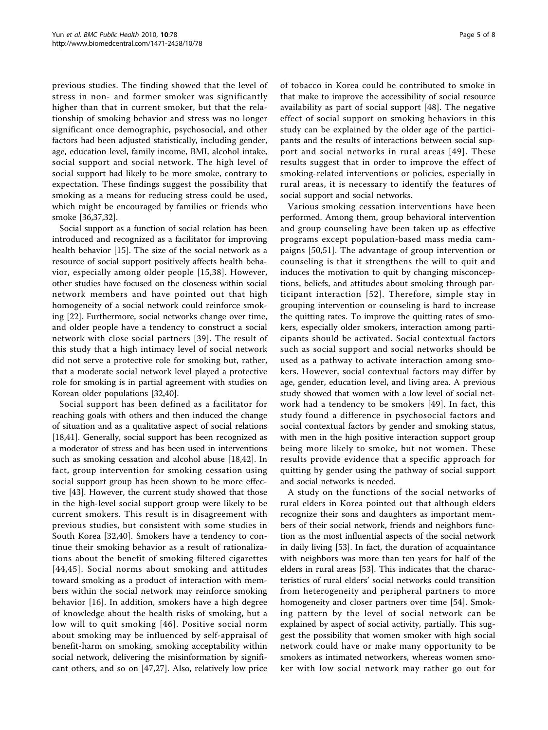previous studies. The finding showed that the level of stress in non- and former smoker was significantly higher than that in current smoker, but that the relationship of smoking behavior and stress was no longer significant once demographic, psychosocial, and other factors had been adjusted statistically, including gender, age, education level, family income, BMI, alcohol intake, social support and social network. The high level of social support had likely to be more smoke, contrary to expectation. These findings suggest the possibility that smoking as a means for reducing stress could be used, which might be encouraged by families or friends who smoke [36,37,32].

Social support as a function of social relation has been introduced and recognized as a facilitator for improving health behavior [15]. The size of the social network as a resource of social support positively affects health behavior, especially among older people [15,38]. However, other studies have focused on the closeness within social network members and have pointed out that high homogeneity of a social network could reinforce smoking [22]. Furthermore, social networks change over time, and older people have a tendency to construct a social network with close social partners [39]. The result of this study that a high intimacy level of social network did not serve a protective role for smoking but, rather, that a moderate social network level played a protective role for smoking is in partial agreement with studies on Korean older populations [32,40].

Social support has been defined as a facilitator for reaching goals with others and then induced the change of situation and as a qualitative aspect of social relations [18,41]. Generally, social support has been recognized as a moderator of stress and has been used in interventions such as smoking cessation and alcohol abuse [18,42]. In fact, group intervention for smoking cessation using social support group has been shown to be more effective [43]. However, the current study showed that those in the high-level social support group were likely to be current smokers. This result is in disagreement with previous studies, but consistent with some studies in South Korea [32,40]. Smokers have a tendency to continue their smoking behavior as a result of rationalizations about the benefit of smoking filtered cigarettes [44,45]. Social norms about smoking and attitudes toward smoking as a product of interaction with members within the social network may reinforce smoking behavior [16]. In addition, smokers have a high degree of knowledge about the health risks of smoking, but a low will to quit smoking [46]. Positive social norm about smoking may be influenced by self-appraisal of benefit-harm on smoking, smoking acceptability within social network, delivering the misinformation by significant others, and so on [47,27]. Also, relatively low price of tobacco in Korea could be contributed to smoke in that make to improve the accessibility of social resource availability as part of social support [48]. The negative effect of social support on smoking behaviors in this study can be explained by the older age of the participants and the results of interactions between social support and social networks in rural areas [49]. These results suggest that in order to improve the effect of smoking-related interventions or policies, especially in rural areas, it is necessary to identify the features of social support and social networks.

Various smoking cessation interventions have been performed. Among them, group behavioral intervention and group counseling have been taken up as effective programs except population-based mass media campaigns [50,51]. The advantage of group intervention or counseling is that it strengthens the will to quit and induces the motivation to quit by changing misconceptions, beliefs, and attitudes about smoking through participant interaction [52]. Therefore, simple stay in grouping intervention or counseling is hard to increase the quitting rates. To improve the quitting rates of smokers, especially older smokers, interaction among participants should be activated. Social contextual factors such as social support and social networks should be used as a pathway to activate interaction among smokers. However, social contextual factors may differ by age, gender, education level, and living area. A previous study showed that women with a low level of social network had a tendency to be smokers [49]. In fact, this study found a difference in psychosocial factors and social contextual factors by gender and smoking status, with men in the high positive interaction support group being more likely to smoke, but not women. These results provide evidence that a specific approach for quitting by gender using the pathway of social support and social networks is needed.

A study on the functions of the social networks of rural elders in Korea pointed out that although elders recognize their sons and daughters as important members of their social network, friends and neighbors function as the most influential aspects of the social network in daily living [53]. In fact, the duration of acquaintance with neighbors was more than ten years for half of the elders in rural areas [53]. This indicates that the characteristics of rural elders' social networks could transition from heterogeneity and peripheral partners to more homogeneity and closer partners over time [54]. Smoking pattern by the level of social network can be explained by aspect of social activity, partially. This suggest the possibility that women smoker with high social network could have or make many opportunity to be smokers as intimated networkers, whereas women smoker with low social network may rather go out for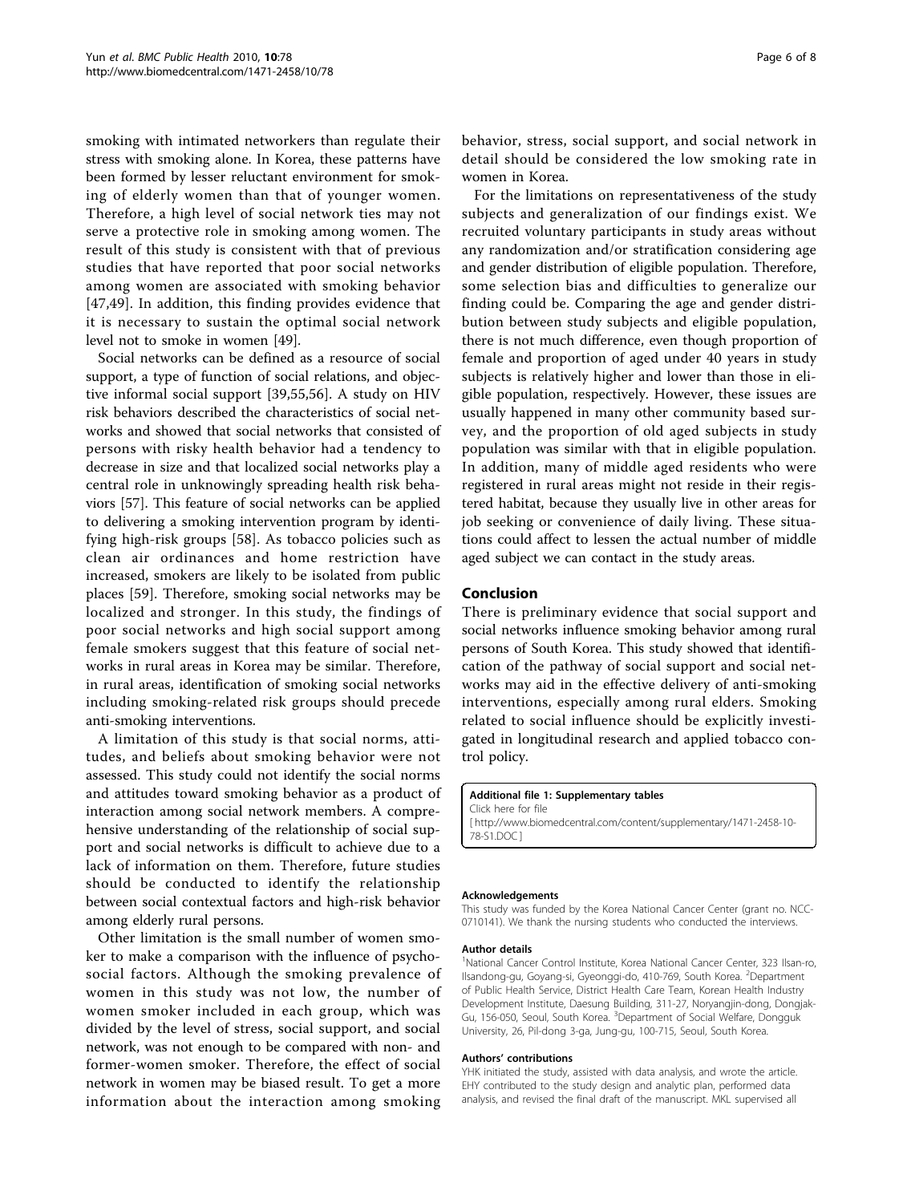smoking with intimated networkers than regulate their stress with smoking alone. In Korea, these patterns have been formed by lesser reluctant environment for smoking of elderly women than that of younger women. Therefore, a high level of social network ties may not serve a protective role in smoking among women. The result of this study is consistent with that of previous studies that have reported that poor social networks among women are associated with smoking behavior [47,49]. In addition, this finding provides evidence that it is necessary to sustain the optimal social network level not to smoke in women [49].

Social networks can be defined as a resource of social support, a type of function of social relations, and objective informal social support [39,55,56]. A study on HIV risk behaviors described the characteristics of social networks and showed that social networks that consisted of persons with risky health behavior had a tendency to decrease in size and that localized social networks play a central role in unknowingly spreading health risk behaviors [57]. This feature of social networks can be applied to delivering a smoking intervention program by identifying high-risk groups [58]. As tobacco policies such as clean air ordinances and home restriction have increased, smokers are likely to be isolated from public places [59]. Therefore, smoking social networks may be localized and stronger. In this study, the findings of poor social networks and high social support among female smokers suggest that this feature of social networks in rural areas in Korea may be similar. Therefore, in rural areas, identification of smoking social networks including smoking-related risk groups should precede anti-smoking interventions.

A limitation of this study is that social norms, attitudes, and beliefs about smoking behavior were not assessed. This study could not identify the social norms and attitudes toward smoking behavior as a product of interaction among social network members. A comprehensive understanding of the relationship of social support and social networks is difficult to achieve due to a lack of information on them. Therefore, future studies should be conducted to identify the relationship between social contextual factors and high-risk behavior among elderly rural persons.

Other limitation is the small number of women smoker to make a comparison with the influence of psychosocial factors. Although the smoking prevalence of women in this study was not low, the number of women smoker included in each group, which was divided by the level of stress, social support, and social network, was not enough to be compared with non- and former-women smoker. Therefore, the effect of social network in women may be biased result. To get a more information about the interaction among smoking behavior, stress, social support, and social network in detail should be considered the low smoking rate in women in Korea.

For the limitations on representativeness of the study subjects and generalization of our findings exist. We recruited voluntary participants in study areas without any randomization and/or stratification considering age and gender distribution of eligible population. Therefore, some selection bias and difficulties to generalize our finding could be. Comparing the age and gender distribution between study subjects and eligible population, there is not much difference, even though proportion of female and proportion of aged under 40 years in study subjects is relatively higher and lower than those in eligible population, respectively. However, these issues are usually happened in many other community based survey, and the proportion of old aged subjects in study population was similar with that in eligible population. In addition, many of middle aged residents who were registered in rural areas might not reside in their registered habitat, because they usually live in other areas for job seeking or convenience of daily living. These situations could affect to lessen the actual number of middle aged subject we can contact in the study areas.

## Conclusion

There is preliminary evidence that social support and social networks influence smoking behavior among rural persons of South Korea. This study showed that identification of the pathway of social support and social networks may aid in the effective delivery of anti-smoking interventions, especially among rural elders. Smoking related to social influence should be explicitly investigated in longitudinal research and applied tobacco control policy.

**Additional file 1: Supplementary tables**
Click here for file
[ http://www.biomedcentral.com/content/supplementary/1471-2458-10-78-S1.DOC ]

#### Acknowledgements

This study was funded by the Korea National Cancer Center (grant no. NCC-0710141). We thank the nursing students who conducted the interviews.

#### Author details

[1]National Cancer Control Institute, Korea National Cancer Center, 323 Ilsan-ro, Ilsandong-gu, Goyang-si, Gyeonggi-do, 410-769, South Korea. [2]Department of Public Health Service, District Health Care Team, Korean Health Industry Development Institute, Daesung Building, 311-27, Noryangjin-dong, Dongjak-Gu, 156-050, Seoul, South Korea. [3]Department of Social Welfare, Dongguk University, 26, Pil-dong 3-ga, Jung-gu, 100-715, Seoul, South Korea.

#### Authors' contributions

YHK initiated the study, assisted with data analysis, and wrote the article. EHY contributed to the study design and analytic plan, performed data analysis, and revised the final draft of the manuscript. MKL supervised all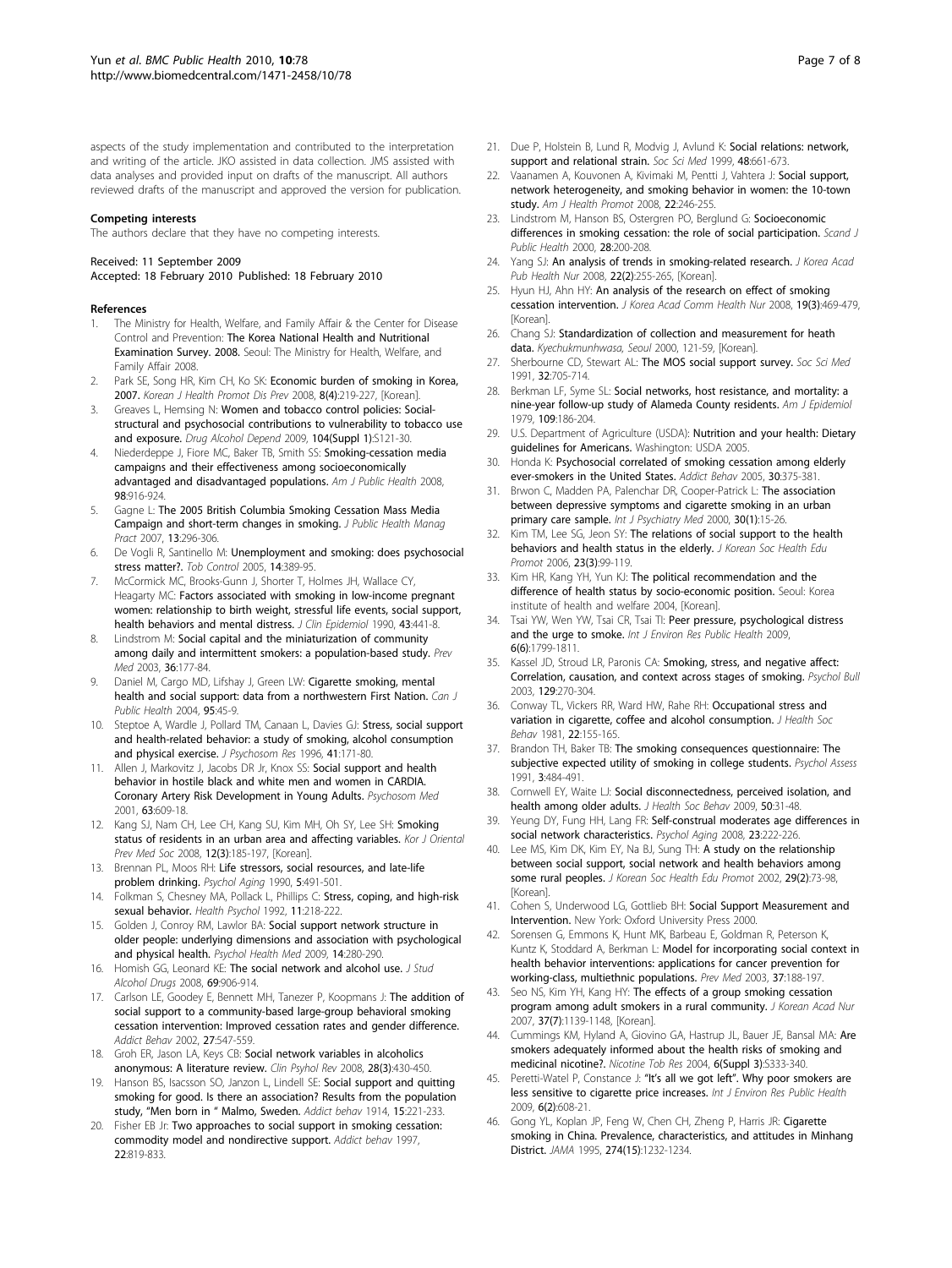aspects of the study implementation and contributed to the interpretation and writing of the article. JKO assisted in data collection. JMS assisted with data analyses and provided input on drafts of the manuscript. All authors reviewed drafts of the manuscript and approved the version for publication.

#### Competing interests

The authors declare that they have no competing interests.

Received: 11 September 2009
Accepted: 18 February 2010 Published: 18 February 2010

#### References

1. The Ministry for Health, Welfare, and Family Affair & the Center for Disease Control and Prevention: **The Korea National Health and Nutritional Examination Survey. 2008.** Seoul: The Ministry for Health, Welfare, and Family Affair 2008.
2. Park SE, Song HR, Kim CH, Ko SK: **Economic burden of smoking in Korea, 2007.** *Korean J Health Promot Dis Prev* 2008, **8(4)**:219-227, [Korean].
3. Greaves L, Hemsing N: **Women and tobacco control policies: Social-structural and psychosocial contributions to vulnerability to tobacco use and exposure.** *Drug Alcohol Depend* 2009, **104(Suppl 1)**:S121-30.
4. Niederdeppe J, Fiore MC, Baker TB, Smith SS: **Smoking-cessation media campaigns and their effectiveness among socioeconomically advantaged and disadvantaged populations.** *Am J Public Health* 2008, **98**:916-924.
5. Gagne L: **The 2005 British Columbia Smoking Cessation Mass Media Campaign and short-term changes in smoking.** *J Public Health Manag Pract* 2007, **13**:296-306.
6. De Vogli R, Santinello M: **Unemployment and smoking: does psychosocial stress matter?.** *Tob Control* 2005, **14**:389-95.
7. McCormick MC, Brooks-Gunn J, Shorter T, Holmes JH, Wallace CY, Heagarty MC: **Factors associated with smoking in low-income pregnant women: relationship to birth weight, stressful life events, social support, health behaviors and mental distress.** *J Clin Epidemiol* 1990, **43**:441-8.
8. Lindstrom M: **Social capital and the miniaturization of community among daily and intermittent smokers: a population-based study.** *Prev Med* 2003, **36**:177-84.
9. Daniel M, Cargo MD, Lifshay J, Green LW: **Cigarette smoking, mental health and social support: data from a northwestern First Nation.** *Can J Public Health* 2004, **95**:45-9.
10. Steptoe A, Wardle J, Pollard TM, Canaan L, Davies GJ: **Stress, social support and health-related behavior: a study of smoking, alcohol consumption and physical exercise.** *J Psychosom Res* 1996, **41**:171-80.
11. Allen J, Markovitz J, Jacobs DR Jr, Knox SS: **Social support and health behavior in hostile black and white men and women in CARDIA. Coronary Artery Risk Development in Young Adults.** *Psychosom Med* 2001, **63**:609-18.
12. Kang SJ, Nam CH, Lee CH, Kang SU, Kim MH, Oh SY, Lee SH: **Smoking status of residents in an urban area and affecting variables.** *Kor J Oriental Prev Med Soc* 2008, **12(3)**:185-197, [Korean].
13. Brennan PL, Moos RH: **Life stressors, social resources, and late-life problem drinking.** *Psychol Aging* 1990, **5**:491-501.
14. Folkman S, Chesney MA, Pollack L, Phillips C: **Stress, coping, and high-risk sexual behavior.** *Health Psychol* 1992, **11**:218-222.
15. Golden J, Conroy RM, Lawlor BA: **Social support network structure in older people: underlying dimensions and association with psychological and physical health.** *Psychol Health Med* 2009, **14**:280-290.
16. Homish GG, Leonard KE: **The social network and alcohol use.** *J Stud Alcohol Drugs* 2008, **69**:906-914.
17. Carlson LE, Goodey E, Bennett MH, Tanezer P, Koopmans J: **The addition of social support to a community-based large-group behavioral smoking cessation intervention: Improved cessation rates and gender difference.** *Addict Behav* 2002, **27**:547-559.
18. Groh ER, Jason LA, Keys CB: **Social network variables in alcoholics anonymous: A literature review.** *Clin Psyhol Rev* 2008, **28(3)**:430-450.
19. Hanson BS, Isacsson SO, Janzon L, Lindell SE: **Social support and quitting smoking for good. Is there an association? Results from the population study, "Men born in " Malmo, Sweden.** *Addict behav* 1914, **15**:221-233.
20. Fisher EB Jr: **Two approaches to social support in smoking cessation: commodity model and nondirective support.** *Addict behav* 1997, **22**:819-833.
21. Due P, Holstein B, Lund R, Modvig J, Avlund K: **Social relations: network, support and relational strain.** *Soc Sci Med* 1999, **48**:661-673.
22. Vaananen A, Kouvonen A, Kivimaki M, Pentti J, Vahtera J: **Social support, network heterogeneity, and smoking behavior in women: the 10-town study.** *Am J Health Promot* 2008, **22**:246-255.
23. Lindstrom M, Hanson BS, Ostergren PO, Berglund G: **Socioeconomic differences in smoking cessation: the role of social participation.** *Scand J Public Health* 2000, **28**:200-208.
24. Yang SJ: **An analysis of trends in smoking-related research.** *J Korea Acad Pub Health Nur* 2008, **22(2)**:255-265, [Korean].
25. Hyun HJ, Ahn HY: **An analysis of the research on effect of smoking cessation intervention.** *J Korea Acad Comm Health Nur* 2008, **19(3)**:469-479, [Korean].
26. Chang SJ: **Standardization of collection and measurement for heath data.** *Kyechukmunhwasa, Seoul* 2000, 121-59, [Korean].
27. Sherbourne CD, Stewart AL: **The MOS social support survey.** *Soc Sci Med* 1991, **32**:705-714.
28. Berkman LF, Syme SL: **Social networks, host resistance, and mortality: a nine-year follow-up study of Alameda County residents.** *Am J Epidemiol* 1979, **109**:186-204.
29. U.S. Department of Agriculture (USDA): **Nutrition and your health: Dietary guidelines for Americans.** Washington: USDA 2005.
30. Honda K: **Psychosocial correlated of smoking cessation among elderly ever-smokers in the United States.** *Addict Behav* 2005, **30**:375-381.
31. Brwon C, Madden PA, Palenchar DR, Cooper-Patrick L: **The association between depressive symptoms and cigarette smoking in an urban primary care sample.** *Int J Psychiatry Med* 2000, **30(1)**:15-26.
32. Kim TM, Lee SG, Jeon SY: **The relations of social support to the health behaviors and health status in the elderly.** *J Korean Soc Health Edu Promot* 2006, **23(3)**:99-119.
33. Kim HR, Kang YH, Yun KJ: **The political recommendation and the difference of health status by socio-economic position.** Seoul: Korea institute of health and welfare 2004, [Korean].
34. Tsai YW, Wen YW, Tsai CR, Tsai TI: **Peer pressure, psychological distress and the urge to smoke.** *Int J Environ Res Public Health* 2009, **6(6)**:1799-1811.
35. Kassel JD, Stroud LR, Paronis CA: **Smoking, stress, and negative affect: Correlation, causation, and context across stages of smoking.** *Psychol Bull* 2003, **129**:270-304.
36. Conway TL, Vickers RR, Ward HW, Rahe RH: **Occupational stress and variation in cigarette, coffee and alcohol consumption.** *J Health Soc Behav* 1981, **22**:155-165.
37. Brandon TH, Baker TB: **The smoking consequences questionnaire: The subjective expected utility of smoking in college students.** *Psychol Assess* 1991, **3**:484-491.
38. Cornwell EY, Waite LJ: **Social disconnectedness, perceived isolation, and health among older adults.** *J Health Soc Behav* 2009, **50**:31-48.
39. Yeung DY, Fung HH, Lang FR: **Self-construal moderates age differences in social network characteristics.** *Psychol Aging* 2008, **23**:222-226.
40. Lee MS, Kim DK, Kim EY, Na BJ, Sung TH: **A study on the relationship between social support, social network and health behaviors among some rural peoples.** *J Korean Soc Health Edu Promot* 2002, **29(2)**:73-98, [Korean].
41. Cohen S, Underwood LG, Gottlieb BH: **Social Support Measurement and Intervention.** New York: Oxford University Press 2000.
42. Sorensen G, Emmons K, Hunt MK, Barbeau E, Goldman R, Peterson K, Kuntz K, Stoddard A, Berkman L: **Model for incorporating social context in health behavior interventions: applications for cancer prevention for working-class, multiethnic populations.** *Prev Med* 2003, **37**:188-197.
43. Seo NS, Kim YH, Kang HY: **The effects of a group smoking cessation program among adult smokers in a rural community.** *J Korean Acad Nur* 2007, **37(7)**:1139-1148, [Korean].
44. Cummings KM, Hyland A, Giovino GA, Hastrup JL, Bauer JE, Bansal MA: **Are smokers adequately informed about the health risks of smoking and medicinal nicotine?.** *Nicotine Tob Res* 2004, **6(Suppl 3)**:S333-340.
45. Peretti-Watel P, Constance J: **"It's all we got left". Why poor smokers are less sensitive to cigarette price increases.** *Int J Environ Res Public Health* 2009, **6(2)**:608-21.
46. Gong YL, Koplan JP, Feng W, Chen CH, Zheng P, Harris JR: **Cigarette smoking in China. Prevalence, characteristics, and attitudes in Minhang District.** *JAMA* 1995, **274(15)**:1232-1234.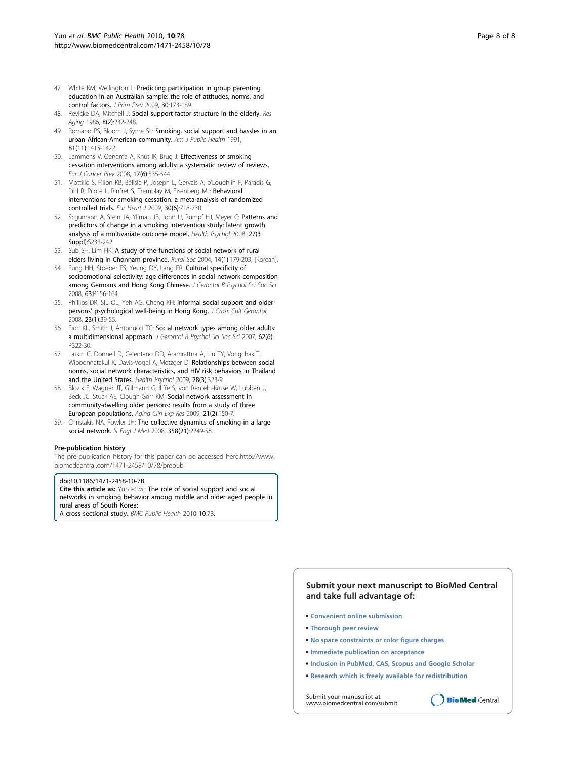47. White KM, Wellington L: **Predicting participation in group parenting education in an Australian sample: the role of attitudes, norms, and control factors.** *J Prim Prev* 2009, **30**:173-189.
48. Revicke DA, Mitchell J: **Social support factor structure in the elderly.** *Res Aging* 1986, **8(2)**:232-248.
49. Romano PS, Bloom J, Syme SL: **Smoking, social support and hassles in an urban African-American community.** *Am J Public Health* 1991, **81(11)**:1415-1422.
50. Lemmens V, Oenema A, Knut IK, Brug J: **Effectiveness of smoking cessation interventions among adults: a systematic review of reviews.** *Eur J Cancer Prev* 2008, **17(6)**:535-544.
51. Mottillo S, Filion KB, Bélisle P, Joseph L, Gervais A, o'Loughlin F, Paradis G, Pihl R, Pilote L, Rinfret S, Tremblay M, Eisenberg MJ: **Behavioral interventions for smoking cessation: a meta-analysis of randomized controlled trials.** *Eur Heart J* 2009, **30(6)**:718-730.
52. Scgumann A, Stein JA, Yllman JB, John U, Rumpf HJ, Meyer C: **Patterns and predictors of change in a smoking intervention study: latent growth analysis of a multivariate outcome model.** *Health Psychol* 2008, **27(3 Suppl)**:S233-242.
53. Sub SH, Lim HK: **A study of the functions of social network of rural elders living in Chonnam province.** *Rural Soc* 2004, **14(1)**:179-203, [Korean].
54. Fung HH, Stoeber FS, Yeung DY, Lang FR: **Cultural specificity of socioemotional selectivity: age differences in social network composition among Germans and Hong Kong Chinese.** *J Gerontol B Psychol Sci Soc Sci* 2008, **63**:P156-164.
55. Phillips DR, Siu OL, Yeh AG, Cheng KH: **Informal social support and older persons' psychological well-being in Hong Kong.** *J Cross Cult Gerontol* 2008, **23(1)**:39-55.
56. Fiori KL, Smith J, Antonucci TC: **Social network types among older adults: a multidimensional approach.** *J Gerontol B Psychol Sci Soc Sci* 2007, **62(6)**: P322-30.
57. Latkin C, Donnell D, Celentano DD, Aramrattna A, Liu TY, Vongchak T, Wiboonnatakul K, Davis-Vogel A, Metzger D: **Relationships between social norms, social network characteristics, and HIV risk behaviors in Thailand and the United States.** *Health Psychol* 2009, **28(3)**:323-9.
58. Blozik E, Wagner JT, Gillmann G, Iliffe S, von Renteln-Kruse W, Lubben J, Beck JC, Stuck AE, Clough-Gorr KM: **Social network assessment in community-dwelling older persons: results from a study of three European populations.** *Aging Clin Exp Res* 2009, **21(2)**:150-7.
59. Christakis NA, Fowler JH: **The collective dynamics of smoking in a large social network.** *N Engl J Med* 2008, **358(21)**:2249-58.

### Pre-publication history

The pre-publication history for this paper can be accessed here:http://www.biomedcentral.com/1471-2458/10/78/prepub

doi:10.1186/1471-2458-10-78

**Cite this article as:** Yun *et al.*: The role of social support and social networks in smoking behavior among middle and older aged people in rural areas of South Korea:
A cross-sectional study. *BMC Public Health* 2010 **10**:78.

**Submit your next manuscript to BioMed Central and take full advantage of:**

- **Convenient online submission**
- **Thorough peer review**
- **No space constraints or color figure charges**
- **Immediate publication on acceptance**
- **Inclusion in PubMed, CAS, Scopus and Google Scholar**
- **Research which is freely available for redistribution**

Submit your manuscript at
www.biomedcentral.com/submit

BioMed Central